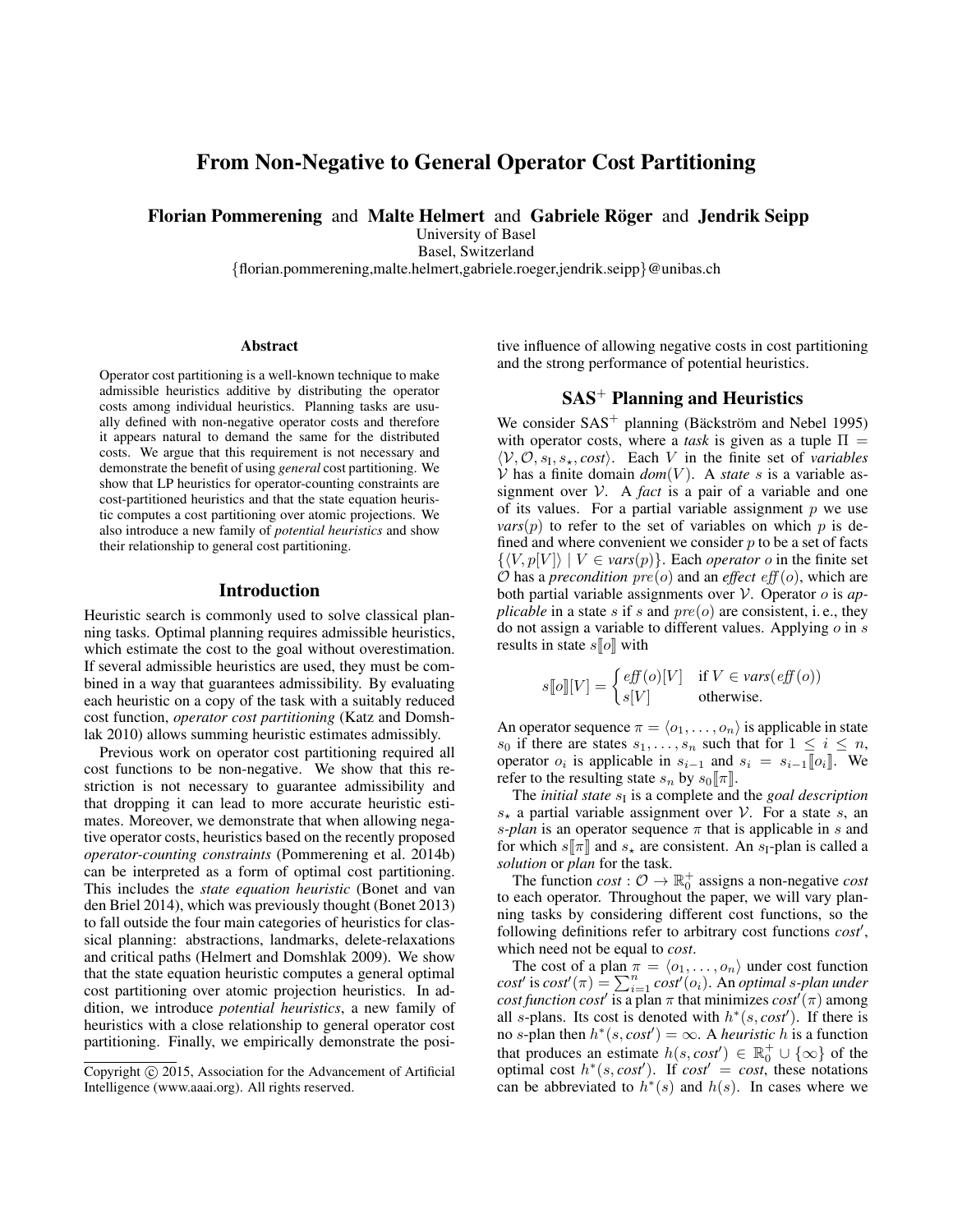# From Non-Negative to General Operator Cost Partitioning

**Florian Pommerening** and **Malte Helmert** and **Gabriele Röger** and **Jendrik Seipp**

University of Basel
Basel, Switzerland
{florian.pommerening,malte.helmert,gabriele.roeger,jendrik.seipp}@unibas.ch

### Abstract

Operator cost partitioning is a well-known technique to make admissible heuristics additive by distributing the operator costs among individual heuristics. Planning tasks are usually defined with non-negative operator costs and therefore it appears natural to demand the same for the distributed costs. We argue that this requirement is not necessary and demonstrate the benefit of using *general* cost partitioning. We show that LP heuristics for operator-counting constraints are cost-partitioned heuristics and that the state equation heuristic computes a cost partitioning over atomic projections. We also introduce a new family of *potential heuristics* and show their relationship to general cost partitioning.

## Introduction

Heuristic search is commonly used to solve classical planning tasks. Optimal planning requires admissible heuristics, which estimate the cost to the goal without overestimation. If several admissible heuristics are used, they must be combined in a way that guarantees admissibility. By evaluating each heuristic on a copy of the task with a suitably reduced cost function, *operator cost partitioning* (Katz and Domshlak 2010) allows summing heuristic estimates admissibly.

Previous work on operator cost partitioning required all cost functions to be non-negative. We show that this restriction is not necessary to guarantee admissibility and that dropping it can lead to more accurate heuristic estimates. Moreover, we demonstrate that when allowing negative operator costs, heuristics based on the recently proposed *operator-counting constraints* (Pommerening et al. 2014b) can be interpreted as a form of optimal cost partitioning. This includes the *state equation heuristic* (Bonet and van den Briel 2014), which was previously thought (Bonet 2013) to fall outside the four main categories of heuristics for classical planning: abstractions, landmarks, delete-relaxations and critical paths (Helmert and Domshlak 2009). We show that the state equation heuristic computes a general optimal cost partitioning over atomic projection heuristics. In addition, we introduce *potential heuristics*, a new family of heuristics with a close relationship to general operator cost partitioning. Finally, we empirically demonstrate the positive influence of allowing negative costs in cost partitioning and the strong performance of potential heuristics.

Copyright © 2015, Association for the Advancement of Artificial Intelligence (www.aaai.org). All rights reserved.

## SAS$^+$ Planning and Heuristics

We consider SAS$^+$ planning (Bäckström and Nebel 1995) with operator costs, where a *task* is given as a tuple $\Pi = \langle \mathcal{V}, \mathcal{O}, s_\mathrm{I}, s_\star, cost\rangle$. Each $V$ in the finite set of *variables* $\mathcal{V}$ has a finite domain $dom(V)$. A *state* $s$ is a variable assignment over $\mathcal{V}$. A *fact* is a pair of a variable and one of its values. For a partial variable assignment $p$ we use $vars(p)$ to refer to the set of variables on which $p$ is defined and where convenient we consider $p$ to be a set of facts $\{\langle V, p[V]\rangle \mid V \in vars(p)\}$. Each *operator* $o$ in the finite set $\mathcal{O}$ has a *precondition* $pre(o)$ and an *effect* $eff(o)$, which are both partial variable assignments over $\mathcal{V}$. Operator $o$ is *applicable* in a state $s$ if $s$ and $pre(o)$ are consistent, i. e., they do not assign a variable to different values. Applying $o$ in $s$ results in state $s[\![o]\!]$ with

$$s[\![o]\!][V] = \begin{cases} eff(o)[V] & \text{if } V \in vars(eff(o)) \\ s[V] & \text{otherwise.} \end{cases}$$

An operator sequence $\pi = \langle o_1, \ldots, o_n\rangle$ is applicable in state $s_0$ if there are states $s_1, \ldots, s_n$ such that for $1 \leq i \leq n$, operator $o_i$ is applicable in $s_{i-1}$ and $s_i = s_{i-1}[\![o_i]\!]$. We refer to the resulting state $s_n$ by $s_0[\![\pi]\!]$.

The *initial state* $s_\mathrm{I}$ is a complete and the *goal description* $s_\star$ a partial variable assignment over $\mathcal{V}$. For a state $s$, an *$s$-plan* is an operator sequence $\pi$ that is applicable in $s$ and for which $s[\![\pi]\!]$ and $s_\star$ are consistent. An $s_\mathrm{I}$-plan is called a *solution* or *plan* for the task.

The function $cost : \mathcal{O} \to \mathbb{R}_0^+$ assigns a non-negative *cost* to each operator. Throughout the paper, we will vary planning tasks by considering different cost functions, so the following definitions refer to arbitrary cost functions $cost'$, which need not be equal to $cost$.

The cost of a plan $\pi = \langle o_1, \ldots, o_n\rangle$ under cost function $cost'$ is $cost'(\pi) = \sum_{i=1}^{n} cost'(o_i)$. An *optimal $s$-plan under cost function $cost'$* is a plan $\pi$ that minimizes $cost'(\pi)$ among all $s$-plans. Its cost is denoted with $h^*(s, cost')$. If there is no $s$-plan then $h^*(s, cost') = \infty$. A *heuristic* $h$ is a function that produces an estimate $h(s, cost') \in \mathbb{R}_0^+ \cup \{\infty\}$ of the optimal cost $h^*(s, cost')$. If $cost' = cost$, these notations can be abbreviated to $h^*(s)$ and $h(s)$. In cases where we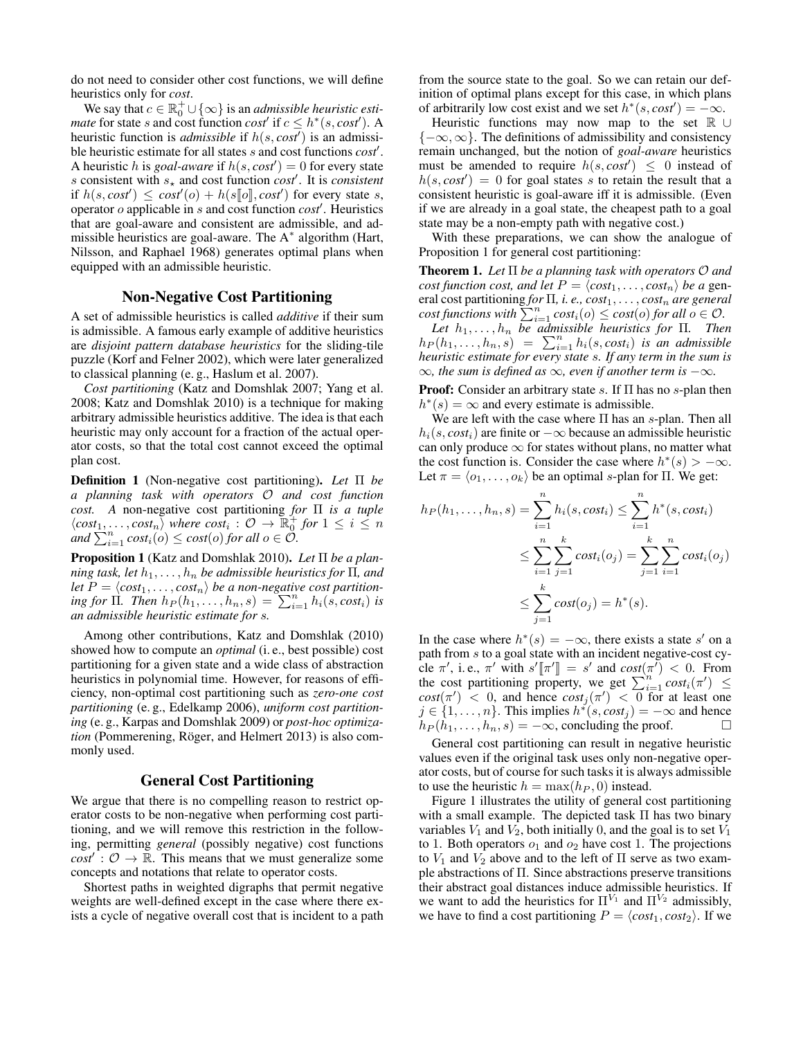do not need to consider other cost functions, we will define heuristics only for *cost*.

We say that $c \in \mathbb{R}_0^+ \cup \{\infty\}$ is an *admissible heuristic estimate* for state $s$ and cost function *cost'* if $c \leq h^*(s, cost')$. A heuristic function is *admissible* if $h(s, cost')$ is an admissible heuristic estimate for all states $s$ and cost functions *cost'*. A heuristic $h$ is *goal-aware* if $h(s, cost') = 0$ for every state $s$ consistent with $s_\star$ and cost function *cost'*. It is *consistent* if $h(s, cost') \leq cost'(o) + h(s[\![o]\!], cost')$ for every state $s$, operator $o$ applicable in $s$ and cost function *cost'*. Heuristics that are goal-aware and consistent are admissible, and admissible heuristics are goal-aware. The A$^*$ algorithm (Hart, Nilsson, and Raphael 1968) generates optimal plans when equipped with an admissible heuristic.

## Non-Negative Cost Partitioning

A set of admissible heuristics is called *additive* if their sum is admissible. A famous early example of additive heuristics are *disjoint pattern database heuristics* for the sliding-tile puzzle (Korf and Felner 2002), which were later generalized to classical planning (e. g., Haslum et al. 2007).

*Cost partitioning* (Katz and Domshlak 2007; Yang et al. 2008; Katz and Domshlak 2010) is a technique for making arbitrary admissible heuristics additive. The idea is that each heuristic may only account for a fraction of the actual operator costs, so that the total cost cannot exceed the optimal plan cost.

**Definition 1** (Non-negative cost partitioning). *Let $\Pi$ be a planning task with operators $\mathcal{O}$ and cost function cost. A* non-negative cost partitioning *for $\Pi$ is a tuple $\langle cost_1, \dots, cost_n \rangle$ where $cost_i : \mathcal{O} \to \mathbb{R}_0^+$ for $1 \leq i \leq n$ and $\sum_{i=1}^n cost_i(o) \leq cost(o)$ for all $o \in \mathcal{O}$.*

**Proposition 1** (Katz and Domshlak 2010). *Let $\Pi$ be a planning task, let $h_1, \dots, h_n$ be admissible heuristics for $\Pi$, and let $P = \langle cost_1, \dots, cost_n \rangle$ be a non-negative cost partitioning for $\Pi$. Then $h_P(h_1, \dots, h_n, s) = \sum_{i=1}^n h_i(s, cost_i)$ is an admissible heuristic estimate for $s$.*

Among other contributions, Katz and Domshlak (2010) showed how to compute an *optimal* (i. e., best possible) cost partitioning for a given state and a wide class of abstraction heuristics in polynomial time. However, for reasons of efficiency, non-optimal cost partitioning such as *zero-one cost partitioning* (e. g., Edelkamp 2006), *uniform cost partitioning* (e. g., Karpas and Domshlak 2009) or *post-hoc optimization* (Pommerening, Röger, and Helmert 2013) is also commonly used.

## General Cost Partitioning

We argue that there is no compelling reason to restrict operator costs to be non-negative when performing cost partitioning, and we will remove this restriction in the following, permitting *general* (possibly negative) cost functions $cost' : \mathcal{O} \to \mathbb{R}$. This means that we must generalize some concepts and notations that relate to operator costs.

Shortest paths in weighted digraphs that permit negative weights are well-defined except in the case where there exists a cycle of negative overall cost that is incident to a path from the source state to the goal. So we can retain our definition of optimal plans except for this case, in which plans of arbitrarily low cost exist and we set $h^*(s, cost') = -\infty$.

Heuristic functions may now map to the set $\mathbb{R} \cup \{-\infty, \infty\}$. The definitions of admissibility and consistency remain unchanged, but the notion of *goal-aware* heuristics must be amended to require $h(s, cost') \leq 0$ instead of $h(s, cost') = 0$ for goal states $s$ to retain the result that a consistent heuristic is goal-aware iff it is admissible. (Even if we are already in a goal state, the cheapest path to a goal state may be a non-empty path with negative cost.)

With these preparations, we can show the analogue of Proposition 1 for general cost partitioning:

**Theorem 1.** *Let $\Pi$ be a planning task with operators $\mathcal{O}$ and cost function cost, and let $P = \langle cost_1, \dots, cost_n \rangle$ be a* general cost partitioning *for $\Pi$, i. e., $cost_1, \dots, cost_n$ are general cost functions with $\sum_{i=1}^n cost_i(o) \leq cost(o)$ for all $o \in \mathcal{O}$.*

*Let $h_1, \dots, h_n$ be admissible heuristics for $\Pi$. Then $h_P(h_1, \dots, h_n, s) = \sum_{i=1}^n h_i(s, cost_i)$ is an admissible heuristic estimate for every state $s$. If any term in the sum is $\infty$, the sum is defined as $\infty$, even if another term is $-\infty$.*

**Proof:** Consider an arbitrary state $s$. If $\Pi$ has no $s$-plan then $h^*(s) = \infty$ and every estimate is admissible.

We are left with the case where $\Pi$ has an $s$-plan. Then all $h_i(s, cost_i)$ are finite or $-\infty$ because an admissible heuristic can only produce $\infty$ for states without plans, no matter what the cost function is. Consider the case where $h^*(s) > -\infty$. Let $\pi = \langle o_1, \dots, o_k \rangle$ be an optimal $s$-plan for $\Pi$. We get:

$$
\begin{aligned}
h_P(h_1, \dots, h_n, s) &= \sum_{i=1}^n h_i(s, cost_i) \leq \sum_{i=1}^n h^*(s, cost_i) \\
&\leq \sum_{i=1}^n \sum_{j=1}^k cost_i(o_j) = \sum_{j=1}^k \sum_{i=1}^n cost_i(o_j) \\
&\leq \sum_{j=1}^k cost(o_j) = h^*(s).
\end{aligned}
$$

In the case where $h^*(s) = -\infty$, there exists a state $s'$ on a path from $s$ to a goal state with an incident negative-cost cycle $\pi'$, i. e., $\pi'$ with $s'[\![\pi']\!] = s'$ and $cost(\pi') < 0$. From the cost partitioning property, we get $\sum_{i=1}^n cost_i(\pi') \leq cost(\pi') < 0$, and hence $cost_j(\pi') < 0$ for at least one $j \in \{1, \dots, n\}$. This implies $h^*(s, cost_j) = -\infty$ and hence $h_P(h_1, \dots, h_n, s) = -\infty$, concluding the proof. $\square$

General cost partitioning can result in negative heuristic values even if the original task uses only non-negative operator costs, but of course for such tasks it is always admissible to use the heuristic $h = \max(h_P, 0)$ instead.

Figure 1 illustrates the utility of general cost partitioning with a small example. The depicted task $\Pi$ has two binary variables $V_1$ and $V_2$, both initially 0, and the goal is to set $V_1$ to 1. Both operators $o_1$ and $o_2$ have cost 1. The projections to $V_1$ and $V_2$ above and to the left of $\Pi$ serve as two example abstractions of $\Pi$. Since abstractions preserve transitions their abstract goal distances induce admissible heuristics. If we want to add the heuristics for $\Pi^{V_1}$ and $\Pi^{V_2}$ admissibly, we have to find a cost partitioning $P = \langle cost_1, cost_2 \rangle$. If we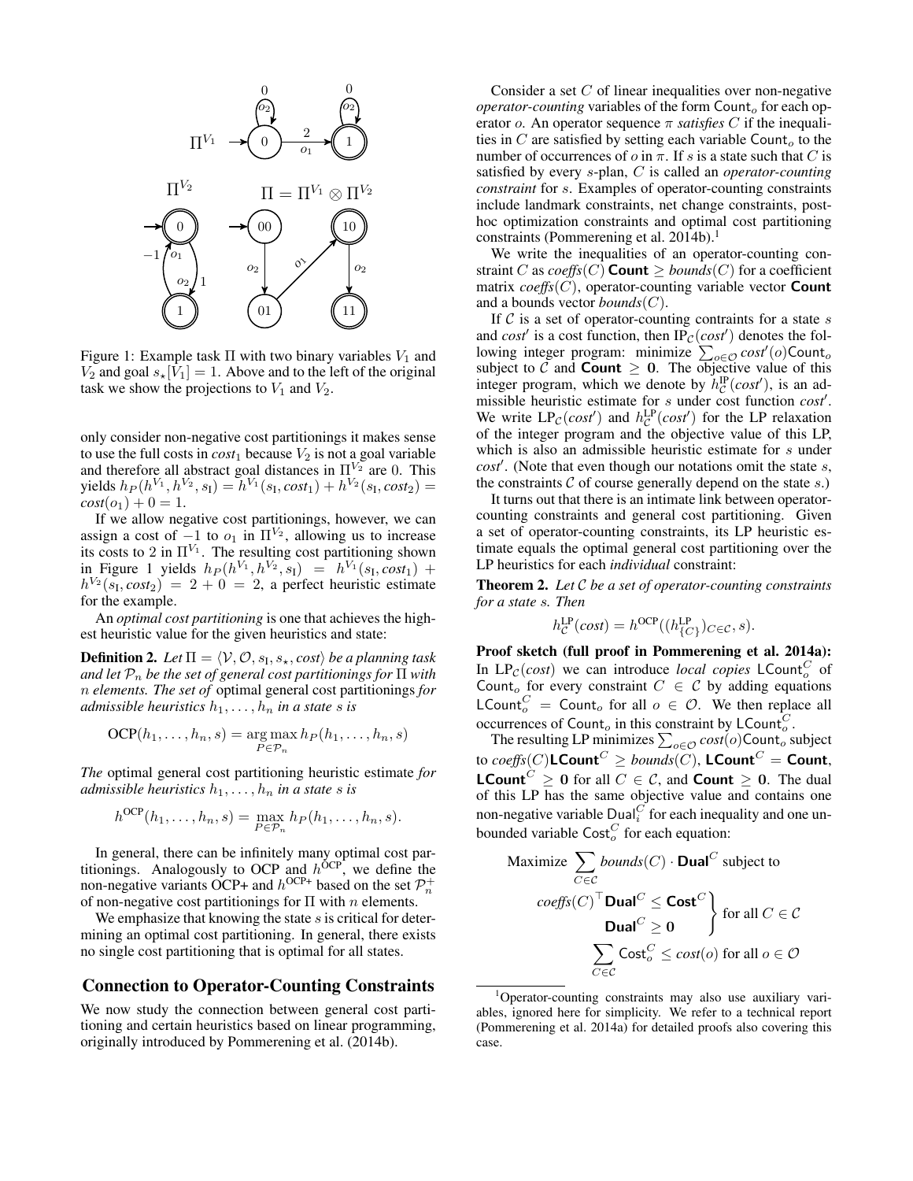Figure 1: Example task $\Pi$ with two binary variables $V_1$ and $V_2$ and goal $s_\star[V_1] = 1$. Above and to the left of the original task we show the projections to $V_1$ and $V_2$.

only consider non-negative cost partitionings it makes sense to use the full costs in $cost_1$ because $V_2$ is not a goal variable and therefore all abstract goal distances in $\Pi^{V_2}$ are 0. This yields $h_P(h^{V_1}, h^{V_2}, s_I) = h^{V_1}(s_I, cost_1) + h^{V_2}(s_I, cost_2) = cost(o_1) + 0 = 1$.

If we allow negative cost partitionings, however, we can assign a cost of $-1$ to $o_1$ in $\Pi^{V_2}$, allowing us to increase its costs to 2 in $\Pi^{V_1}$. The resulting cost partitioning shown in Figure 1 yields $h_P(h^{V_1}, h^{V_2}, s_I) = h^{V_1}(s_I, cost_1) + h^{V_2}(s_I, cost_2) = 2 + 0 = 2$, a perfect heuristic estimate for the example.

An *optimal cost partitioning* is one that achieves the highest heuristic value for the given heuristics and state:

**Definition 2.** *Let $\Pi = \langle \mathcal{V}, \mathcal{O}, s_I, s_\star, cost \rangle$ be a planning task and let $\mathcal{P}_n$ be the set of general cost partitionings for $\Pi$ with $n$ elements. The set of* optimal general cost partitionings *for admissible heuristics $h_1, \dots, h_n$ in a state $s$ is*

$$\mathrm{OCP}(h_1, \dots, h_n, s) = \operatorname*{arg\,max}_{P \in \mathcal{P}_n} h_P(h_1, \dots, h_n, s)$$

*The* optimal general cost partitioning heuristic estimate *for admissible heuristics $h_1, \dots, h_n$ in a state $s$ is*

$$h^{\mathrm{OCP}}(h_1, \dots, h_n, s) = \max_{P \in \mathcal{P}_n} h_P(h_1, \dots, h_n, s).$$

In general, there can be infinitely many optimal cost partitionings. Analogously to OCP and $h^{\mathrm{OCP}}$, we define the non-negative variants OCP+ and $h^{\mathrm{OCP+}}$ based on the set $\mathcal{P}_n^+$ of non-negative cost partitionings for $\Pi$ with $n$ elements.

We emphasize that knowing the state $s$ is critical for determining an optimal cost partitioning. In general, there exists no single cost partitioning that is optimal for all states.

## Connection to Operator-Counting Constraints

We now study the connection between general cost partitioning and certain heuristics based on linear programming, originally introduced by Pommerening et al. (2014b).

Consider a set $C$ of linear inequalities over non-negative *operator-counting* variables of the form $\mathsf{Count}_o$ for each operator $o$. An operator sequence $\pi$ *satisfies* $C$ if the inequalities in $C$ are satisfied by setting each variable $\mathsf{Count}_o$ to the number of occurrences of $o$ in $\pi$. If $s$ is a state such that $C$ is satisfied by every $s$-plan, $C$ is called an *operator-counting constraint* for $s$. Examples of operator-counting constraints include landmark constraints, net change constraints, post-hoc optimization constraints and optimal cost partitioning constraints (Pommerening et al. 2014b).[1]

We write the inequalities of an operator-counting constraint $C$ as $\mathit{coeffs}(C)\,\mathbf{Count} \geq \mathit{bounds}(C)$ for a coefficient matrix $\mathit{coeffs}(C)$, operator-counting variable vector $\mathbf{Count}$ and a bounds vector $\mathit{bounds}(C)$.

If $\mathcal{C}$ is a set of operator-counting contraints for a state $s$ and $cost'$ is a cost function, then $\mathrm{IP}_{\mathcal{C}}(cost')$ denotes the following integer program: minimize $\sum_{o \in \mathcal{O}} cost'(o)\mathsf{Count}_o$ subject to $\mathcal{C}$ and $\mathbf{Count} \geq \mathbf{0}$. The objective value of this integer program, which we denote by $h^{\mathrm{IP}}_{\mathcal{C}}(cost')$, is an admissible heuristic estimate for $s$ under cost function $cost'$. We write $\mathrm{LP}_{\mathcal{C}}(cost')$ and $h^{\mathrm{LP}}_{\mathcal{C}}(cost')$ for the LP relaxation of the integer program and the objective value of this LP, which is also an admissible heuristic estimate for $s$ under $cost'$. (Note that even though our notations omit the state $s$, the constraints $\mathcal{C}$ of course generally depend on the state $s$.)

It turns out that there is an intimate link between operator-counting constraints and general cost partitioning. Given a set of operator-counting constraints, its LP heuristic estimate equals the optimal general cost partitioning over the LP heuristics for each *individual* constraint:

**Theorem 2.** *Let $\mathcal{C}$ be a set of operator-counting constraints for a state $s$. Then*

$$h^{\mathrm{LP}}_{\mathcal{C}}(cost) = h^{\mathrm{OCP}}((h^{\mathrm{LP}}_{\{C\}})_{C \in \mathcal{C}}, s).$$

**Proof sketch (full proof in Pommerening et al. 2014a):** In $\mathrm{LP}_{\mathcal{C}}(cost)$ we can introduce *local copies* $\mathsf{LCount}^C_o$ of $\mathsf{Count}_o$ for every constraint $C \in \mathcal{C}$ by adding equations $\mathsf{LCount}^C_o = \mathsf{Count}_o$ for all $o \in \mathcal{O}$. We then replace all occurrences of $\mathsf{Count}_o$ in this constraint by $\mathsf{LCount}^C_o$.

The resulting LP minimizes $\sum_{o \in \mathcal{O}} cost(o)\mathsf{Count}_o$ subject to $\mathit{coeffs}(C)\mathbf{LCount}^C \geq \mathit{bounds}(C)$, $\mathbf{LCount}^C = \mathbf{Count}$, $\mathbf{LCount}^C \geq \mathbf{0}$ for all $C \in \mathcal{C}$, and $\mathbf{Count} \geq \mathbf{0}$. The dual of this LP has the same objective value and contains one non-negative variable $\mathsf{Dual}^C_i$ for each inequality and one unbounded variable $\mathsf{Cost}^C_o$ for each equation:

$$\text{Maximize } \sum_{C \in \mathcal{C}} \mathit{bounds}(C) \cdot \mathbf{Dual}^C \text{ subject to}$$

$$\left.\begin{aligned} \mathit{coeffs}(C)^\top \mathbf{Dual}^C &\leq \mathbf{Cost}^C \\ \mathbf{Dual}^C &\geq \mathbf{0} \end{aligned}\right\} \text{ for all } C \in \mathcal{C}$$

$$\sum_{C \in \mathcal{C}} \mathsf{Cost}^C_o \leq cost(o) \text{ for all } o \in \mathcal{O}$$

[1] Operator-counting constraints may also use auxiliary variables, ignored here for simplicity. We refer to a technical report (Pommerening et al. 2014a) for detailed proofs also covering this case.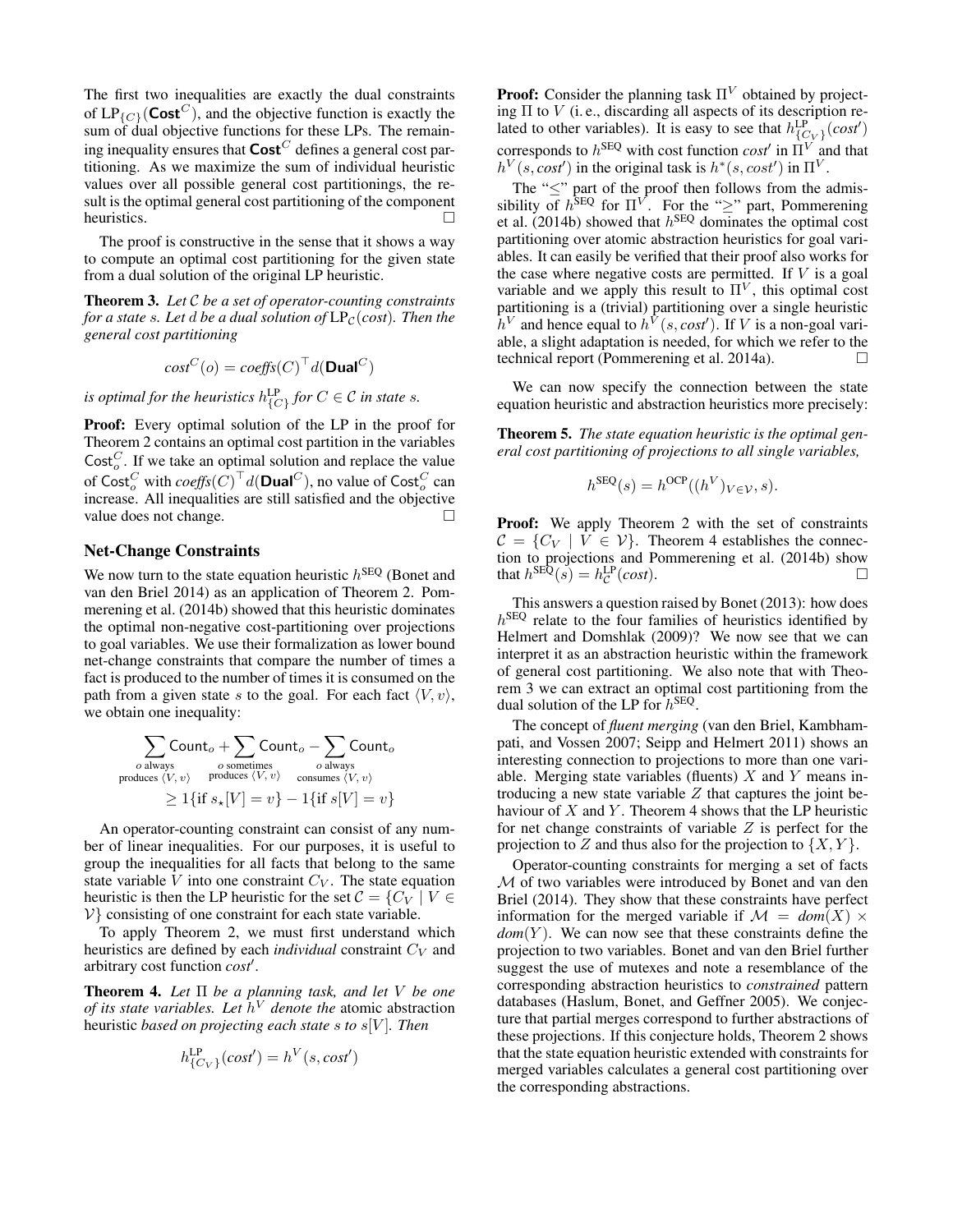The first two inequalities are exactly the dual constraints of $\text{LP}_{\{C\}}(\mathbf{Cost}^C)$, and the objective function is exactly the sum of dual objective functions for these LPs. The remaining inequality ensures that $\mathbf{Cost}^C$ defines a general cost partitioning. As we maximize the sum of individual heuristic values over all possible general cost partitionings, the result is the optimal general cost partitioning of the component heuristics. □

The proof is constructive in the sense that it shows a way to compute an optimal cost partitioning for the given state from a dual solution of the original LP heuristic.

**Theorem 3.** *Let $\mathcal{C}$ be a set of operator-counting constraints for a state $s$. Let $d$ be a dual solution of $\text{LP}_{\mathcal{C}}(cost)$. Then the general cost partitioning*

$$cost^C(o) = coeffs(C)^\top d(\mathbf{Dual}^C)$$

*is optimal for the heuristics $h^{\text{LP}}_{\{C\}}$ for $C \in \mathcal{C}$ in state $s$.*

**Proof:** Every optimal solution of the LP in the proof for Theorem 2 contains an optimal cost partition in the variables $\text{Cost}^C_o$. If we take an optimal solution and replace the value of $\text{Cost}^C_o$ with $coeffs(C)^\top d(\mathbf{Dual}^C)$, no value of $\text{Cost}^C_o$ can increase. All inequalities are still satisfied and the objective value does not change. □

## Net-Change Constraints

We now turn to the state equation heuristic $h^{\text{SEQ}}$ (Bonet and van den Briel 2014) as an application of Theorem 2. Pommerening et al. (2014b) showed that this heuristic dominates the optimal non-negative cost-partitioning over projections to goal variables. We use their formalization as lower bound net-change constraints that compare the number of times a fact is produced to the number of times it is consumed on the path from a given state $s$ to the goal. For each fact $\langle V, v\rangle$, we obtain one inequality:

$$\sum_{\substack{o \text{ always} \\ \text{produces } \langle V, v\rangle}} \text{Count}_o + \sum_{\substack{o \text{ sometimes} \\ \text{produces } \langle V, v\rangle}} \text{Count}_o - \sum_{\substack{o \text{ always} \\ \text{consumes } \langle V, v\rangle}} \text{Count}_o$$
$$\geq 1\{\text{if } s_\star[V] = v\} - 1\{\text{if } s[V] = v\}$$

An operator-counting constraint can consist of any number of linear inequalities. For our purposes, it is useful to group the inequalities for all facts that belong to the same state variable $V$ into one constraint $C_V$. The state equation heuristic is then the LP heuristic for the set $\mathcal{C} = \{C_V \mid V \in \mathcal{V}\}$ consisting of one constraint for each state variable.

To apply Theorem 2, we must first understand which heuristics are defined by each *individual* constraint $C_V$ and arbitrary cost function $cost'$.

**Theorem 4.** *Let $\Pi$ be a planning task, and let $V$ be one of its state variables. Let $h^V$ denote the* atomic abstraction heuristic *based on projecting each state $s$ to $s[V]$. Then*

$$h^{\text{LP}}_{\{C_V\}}(cost') = h^V(s, cost')$$

**Proof:** Consider the planning task $\Pi^V$ obtained by projecting $\Pi$ to $V$ (i. e., discarding all aspects of its description related to other variables). It is easy to see that $h^{\text{LP}}_{\{C_V\}}(cost')$ corresponds to $h^{\text{SEQ}}$ with cost function $cost'$ in $\Pi^V$ and that $h^V(s, cost')$ in the original task is $h^*(s, cost')$ in $\Pi^V$.

The "$\leq$" part of the proof then follows from the admissibility of $h^{\text{SEQ}}$ for $\Pi^V$. For the "$\geq$" part, Pommerening et al. (2014b) showed that $h^{\text{SEQ}}$ dominates the optimal cost partitioning over atomic abstraction heuristics for goal variables. It can easily be verified that their proof also works for the case where negative costs are permitted. If $V$ is a goal variable and we apply this result to $\Pi^V$, this optimal cost partitioning is a (trivial) partitioning over a single heuristic $h^V$ and hence equal to $h^V(s, cost')$. If $V$ is a non-goal variable, a slight adaptation is needed, for which we refer to the technical report (Pommerening et al. 2014a). □

We can now specify the connection between the state equation heuristic and abstraction heuristics more precisely:

**Theorem 5.** *The state equation heuristic is the optimal general cost partitioning of projections to all single variables,*

$$h^{\text{SEQ}}(s) = h^{\text{OCP}}((h^V)_{V \in \mathcal{V}}, s).$$

**Proof:** We apply Theorem 2 with the set of constraints $\mathcal{C} = \{C_V \mid V \in \mathcal{V}\}$. Theorem 4 establishes the connection to projections and Pommerening et al. (2014b) show that $h^{\text{SEQ}}(s) = h^{\text{LP}}_{\mathcal{C}}(cost)$. □

This answers a question raised by Bonet (2013): how does $h^{\text{SEQ}}$ relate to the four families of heuristics identified by Helmert and Domshlak (2009)? We now see that we can interpret it as an abstraction heuristic within the framework of general cost partitioning. We also note that with Theorem 3 we can extract an optimal cost partitioning from the dual solution of the LP for $h^{\text{SEQ}}$.

The concept of *fluent merging* (van den Briel, Kambhampati, and Vossen 2007; Seipp and Helmert 2011) shows an interesting connection to projections to more than one variable. Merging state variables (fluents) $X$ and $Y$ means introducing a new state variable $Z$ that captures the joint behaviour of $X$ and $Y$. Theorem 4 shows that the LP heuristic for net change constraints of variable $Z$ is perfect for the projection to $Z$ and thus also for the projection to $\{X, Y\}$.

Operator-counting constraints for merging a set of facts $\mathcal{M}$ of two variables were introduced by Bonet and van den Briel (2014). They show that these constraints have perfect information for the merged variable if $\mathcal{M} = dom(X) \times dom(Y)$. We can now see that these constraints define the projection to two variables. Bonet and van den Briel further suggest the use of mutexes and note a resemblance of the corresponding abstraction heuristics to *constrained* pattern databases (Haslum, Bonet, and Geffner 2005). We conjecture that partial merges correspond to further abstractions of these projections. If this conjecture holds, Theorem 2 shows that the state equation heuristic extended with constraints for merged variables calculates a general cost partitioning over the corresponding abstractions.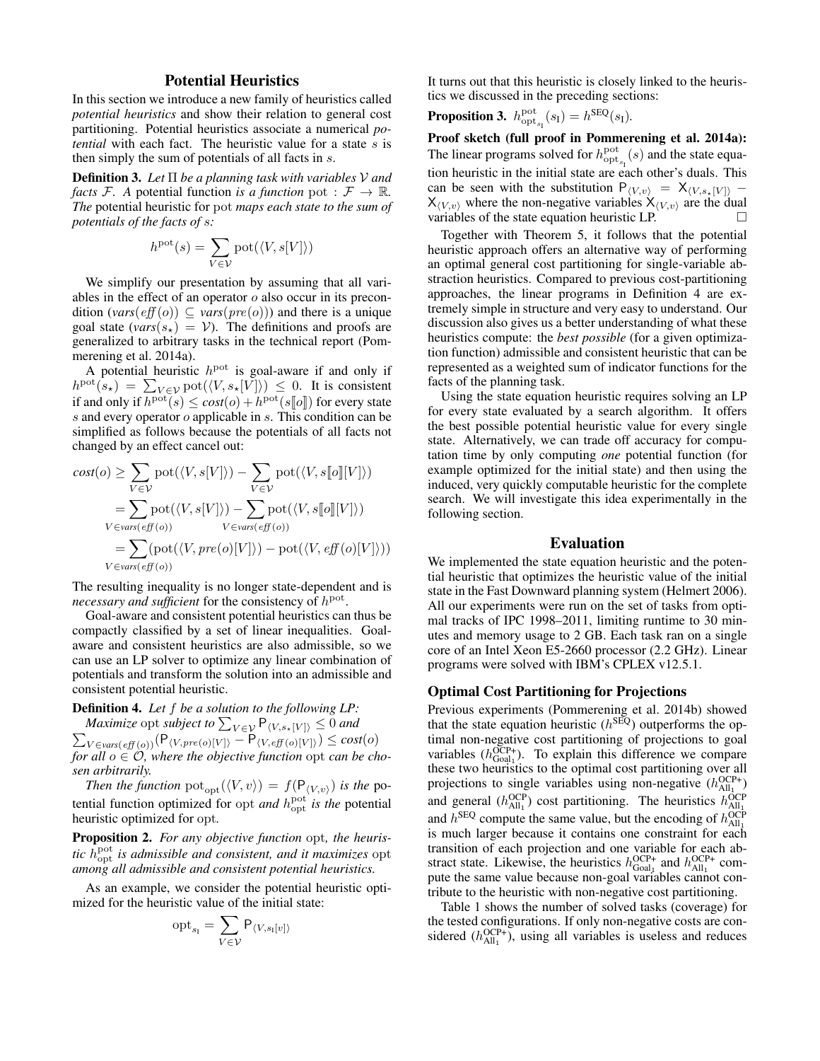## Potential Heuristics

In this section we introduce a new family of heuristics called *potential heuristics* and show their relation to general cost partitioning. Potential heuristics associate a numerical *potential* with each fact. The heuristic value for a state $s$ is then simply the sum of potentials of all facts in $s$.

**Definition 3.** *Let $\Pi$ be a planning task with variables $\mathcal{V}$ and facts $\mathcal{F}$. A* potential function *is a function* $\mathrm{pot} : \mathcal{F} \to \mathbb{R}$. *The* potential heuristic for pot *maps each state to the sum of potentials of the facts of $s$:*

$$h^{\mathrm{pot}}(s) = \sum_{V \in \mathcal{V}} \mathrm{pot}(\langle V, s[V] \rangle)$$

We simplify our presentation by assuming that all variables in the effect of an operator $o$ also occur in its precondition ($\mathit{vars}(\mathit{eff}(o)) \subseteq \mathit{vars}(\mathit{pre}(o))$) and there is a unique goal state ($\mathit{vars}(s_\star) = \mathcal{V}$). The definitions and proofs are generalized to arbitrary tasks in the technical report (Pommerening et al. 2014a).

A potential heuristic $h^{\mathrm{pot}}$ is goal-aware if and only if $h^{\mathrm{pot}}(s_\star) = \sum_{V \in \mathcal{V}} \mathrm{pot}(\langle V, s_\star[V] \rangle) \leq 0$. It is consistent if and only if $h^{\mathrm{pot}}(s) \leq \mathit{cost}(o) + h^{\mathrm{pot}}(s[\![o]\!])$ for every state $s$ and every operator $o$ applicable in $s$. This condition can be simplified as follows because the potentials of all facts not changed by an effect cancel out:

$$\begin{aligned}
\mathit{cost}(o) &\geq \sum_{V \in \mathcal{V}} \mathrm{pot}(\langle V, s[V] \rangle) - \sum_{V \in \mathcal{V}} \mathrm{pot}(\langle V, s[\![o]\!][V] \rangle) \\
&= \sum_{V \in \mathit{vars}(\mathit{eff}(o))} \mathrm{pot}(\langle V, s[V] \rangle) - \sum_{V \in \mathit{vars}(\mathit{eff}(o))} \mathrm{pot}(\langle V, s[\![o]\!][V] \rangle) \\
&= \sum_{V \in \mathit{vars}(\mathit{eff}(o))} (\mathrm{pot}(\langle V, \mathit{pre}(o)[V] \rangle) - \mathrm{pot}(\langle V, \mathit{eff}(o)[V] \rangle))
\end{aligned}$$

The resulting inequality is no longer state-dependent and is *necessary and sufficient* for the consistency of $h^{\mathrm{pot}}$.

Goal-aware and consistent potential heuristics can thus be compactly classified by a set of linear inequalities. Goal-aware and consistent heuristics are also admissible, so we can use an LP solver to optimize any linear combination of potentials and transform the solution into an admissible and consistent potential heuristic.

**Definition 4.** *Let $f$ be a solution to the following LP:*
*Maximize* opt *subject to* $\sum_{V \in \mathcal{V}} \mathsf{P}_{\langle V, s_\star[V] \rangle} \leq 0$ *and* $\sum_{V \in \mathit{vars}(\mathit{eff}(o))} (\mathsf{P}_{\langle V, \mathit{pre}(o)[V] \rangle} - \mathsf{P}_{\langle V, \mathit{eff}(o)[V] \rangle}) \leq \mathit{cost}(o)$ *for all $o \in \mathcal{O}$, where the objective function* opt *can be chosen arbitrarily.*

*Then the function* $\mathrm{pot}_{\mathrm{opt}}(\langle V, v \rangle) = f(\mathsf{P}_{\langle V, v \rangle})$ *is the* potential function optimized for opt *and* $h^{\mathrm{pot}}_{\mathrm{opt}}$ *is the* potential heuristic optimized for opt.

**Proposition 2.** *For any objective function* opt*, the heuristic $h^{\mathrm{pot}}_{\mathrm{opt}}$ is admissible and consistent, and it maximizes* opt *among all admissible and consistent potential heuristics.*

As an example, we consider the potential heuristic optimized for the heuristic value of the initial state:

$$\mathrm{opt}_{s_\mathrm{I}} = \sum_{V \in \mathcal{V}} \mathsf{P}_{\langle V, s_\mathrm{I}[v] \rangle}$$

It turns out that this heuristic is closely linked to the heuristics we discussed in the preceding sections:

**Proposition 3.** $h^{\mathrm{pot}}_{\mathrm{opt}_{s_\mathrm{I}}}(s_\mathrm{I}) = h^{\mathrm{SEQ}}(s_\mathrm{I})$.

**Proof sketch (full proof in Pommerening et al. 2014a):** The linear programs solved for $h^{\mathrm{pot}}_{\mathrm{opt}_{s_\mathrm{I}}}(s)$ and the state equation heuristic in the initial state are each other's duals. This can be seen with the substitution $\mathsf{P}_{\langle V, v \rangle} = \mathsf{X}_{\langle V, s_\star[V] \rangle} - \mathsf{X}_{\langle V, v \rangle}$ where the non-negative variables $\mathsf{X}_{\langle V, v \rangle}$ are the dual variables of the state equation heuristic LP. $\square$

Together with Theorem 5, it follows that the potential heuristic approach offers an alternative way of performing an optimal general cost partitioning for single-variable abstraction heuristics. Compared to previous cost-partitioning approaches, the linear programs in Definition 4 are extremely simple in structure and very easy to understand. Our discussion also gives us a better understanding of what these heuristics compute: the *best possible* (for a given optimization function) admissible and consistent heuristic that can be represented as a weighted sum of indicator functions for the facts of the planning task.

Using the state equation heuristic requires solving an LP for every state evaluated by a search algorithm. It offers the best possible potential heuristic value for every single state. Alternatively, we can trade off accuracy for computation time by only computing *one* potential function (for example optimized for the initial state) and then using the induced, very quickly computable heuristic for the complete search. We will investigate this idea experimentally in the following section.

## Evaluation

We implemented the state equation heuristic and the potential heuristic that optimizes the heuristic value of the initial state in the Fast Downward planning system (Helmert 2006). All our experiments were run on the set of tasks from optimal tracks of IPC 1998–2011, limiting runtime to 30 minutes and memory usage to 2 GB. Each task ran on a single core of an Intel Xeon E5-2660 processor (2.2 GHz). Linear programs were solved with IBM's CPLEX v12.5.1.

### Optimal Cost Partitioning for Projections

Previous experiments (Pommerening et al. 2014b) showed that the state equation heuristic ($h^{\mathrm{SEQ}}$) outperforms the optimal non-negative cost partitioning of projections to goal variables ($h^{\mathrm{OCP+}}_{\mathrm{Goal}_1}$). To explain this difference we compare these two heuristics to the optimal cost partitioning over all projections to single variables using non-negative ($h^{\mathrm{OCP+}}_{\mathrm{All}_1}$) and general ($h^{\mathrm{OCP}}_{\mathrm{All}_1}$) cost partitioning. The heuristics $h^{\mathrm{OCP}}_{\mathrm{All}_1}$ and $h^{\mathrm{SEQ}}$ compute the same value, but the encoding of $h^{\mathrm{OCP}}_{\mathrm{All}_1}$ is much larger because it contains one constraint for each transition of each projection and one variable for each abstract state. Likewise, the heuristics $h^{\mathrm{OCP+}}_{\mathrm{Goal}_1}$ and $h^{\mathrm{OCP+}}_{\mathrm{All}_1}$ compute the same value because non-goal variables cannot contribute to the heuristic with non-negative cost partitioning.

Table 1 shows the number of solved tasks (coverage) for the tested configurations. If only non-negative costs are considered ($h^{\mathrm{OCP+}}_{\mathrm{All}_1}$), using all variables is useless and reduces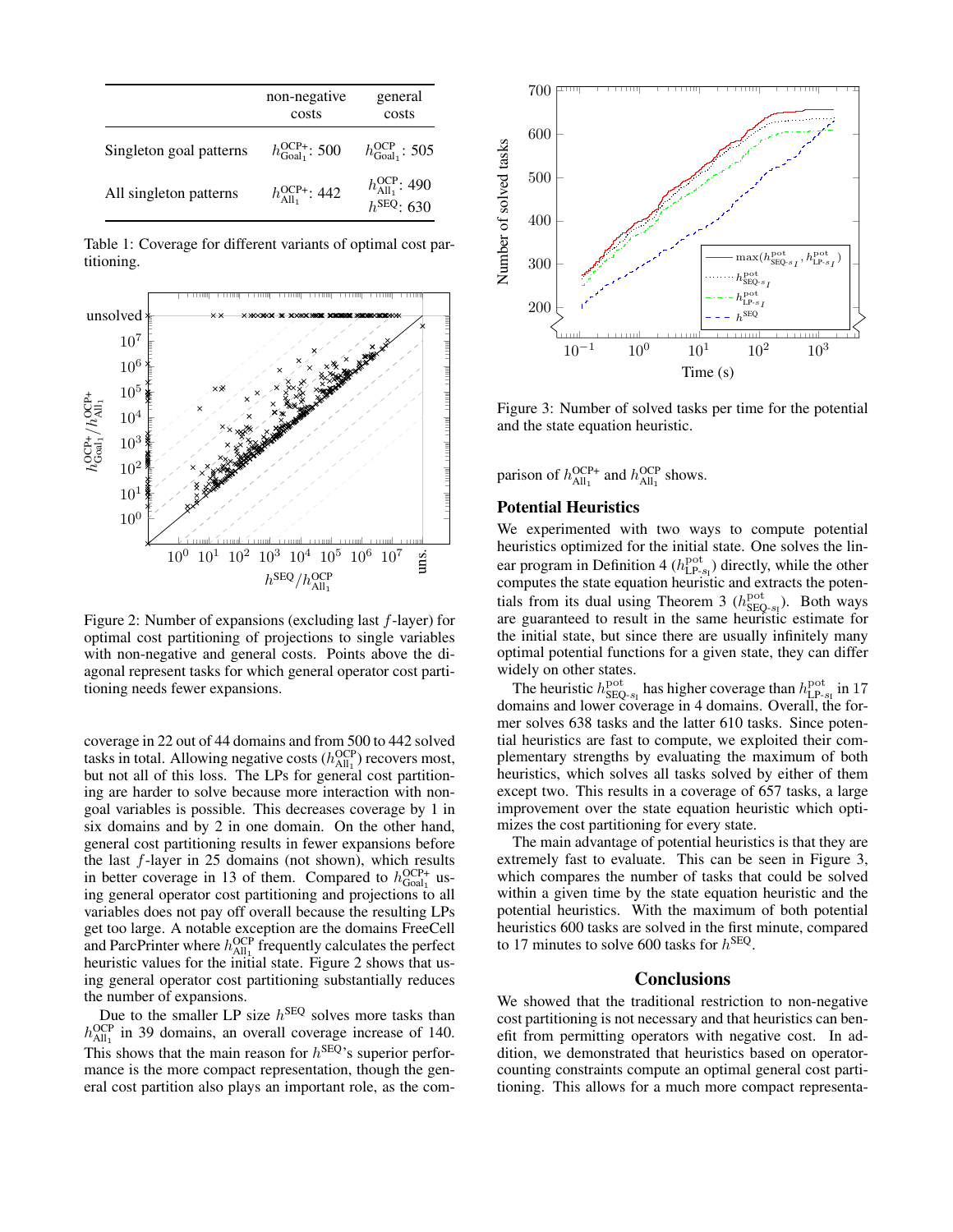| | non-negative costs | general costs |
|---|---|---|
| Singleton goal patterns | $h^{\text{OCP+}}_{\text{Goal}_1}$: 500 | $h^{\text{OCP}}_{\text{Goal}_1}$: 505 |
| All singleton patterns | $h^{\text{OCP+}}_{\text{All}_1}$: 442 | $h^{\text{OCP}}_{\text{All}_1}$: 490 <br> $h^{\text{SEQ}}$: 630 |

Table 1: Coverage for different variants of optimal cost partitioning.

Figure 2: Number of expansions (excluding last $f$-layer) for optimal cost partitioning of projections to single variables with non-negative and general costs. Points above the diagonal represent tasks for which general operator cost partitioning needs fewer expansions.

coverage in 22 out of 44 domains and from 500 to 442 solved tasks in total. Allowing negative costs ($h^{\text{OCP}}_{\text{All}_1}$) recovers most, but not all of this loss. The LPs for general cost partitioning are harder to solve because more interaction with non-goal variables is possible. This decreases coverage by 1 in six domains and by 2 in one domain. On the other hand, general cost partitioning results in fewer expansions before the last $f$-layer in 25 domains (not shown), which results in better coverage in 13 of them. Compared to $h^{\text{OCP+}}_{\text{Goal}_1}$ using general operator cost partitioning and projections to all variables does not pay off overall because the resulting LPs get too large. A notable exception are the domains FreeCell and ParcPrinter where $h^{\text{OCP}}_{\text{All}_1}$ frequently calculates the perfect heuristic values for the initial state. Figure 2 shows that using general operator cost partitioning substantially reduces the number of expansions.

Due to the smaller LP size $h^{\text{SEQ}}$ solves more tasks than $h^{\text{OCP}}_{\text{All}_1}$ in 39 domains, an overall coverage increase of 140. This shows that the main reason for $h^{\text{SEQ}}$'s superior performance is the more compact representation, though the general cost partition also plays an important role, as the comparison of $h^{\text{OCP+}}_{\text{All}_1}$ and $h^{\text{OCP}}_{\text{All}_1}$ shows.

Figure 3: Number of solved tasks per time for the potential and the state equation heuristic.

## Potential Heuristics

We experimented with two ways to compute potential heuristics optimized for the initial state. One solves the linear program in Definition 4 ($h^{\text{pot}}_{\text{LP-}s_{\text{I}}}$) directly, while the other computes the state equation heuristic and extracts the potentials from its dual using Theorem 3 ($h^{\text{pot}}_{\text{SEQ-}s_{\text{I}}}$). Both ways are guaranteed to result in the same heuristic estimate for the initial state, but since there are usually infinitely many optimal potential functions for a given state, they can differ widely on other states.

The heuristic $h^{\text{pot}}_{\text{SEQ-}s_{\text{I}}}$ has higher coverage than $h^{\text{pot}}_{\text{LP-}s_{\text{I}}}$ in 17 domains and lower coverage in 4 domains. Overall, the former solves 638 tasks and the latter 610 tasks. Since potential heuristics are fast to compute, we exploited their complementary strengths by evaluating the maximum of both heuristics, which solves all tasks solved by either of them except two. This results in a coverage of 657 tasks, a large improvement over the state equation heuristic which optimizes the cost partitioning for every state.

The main advantage of potential heuristics is that they are extremely fast to evaluate. This can be seen in Figure 3, which compares the number of tasks that could be solved within a given time by the state equation heuristic and the potential heuristics. With the maximum of both potential heuristics 600 tasks are solved in the first minute, compared to 17 minutes to solve 600 tasks for $h^{\text{SEQ}}$.

## Conclusions

We showed that the traditional restriction to non-negative cost partitioning is not necessary and that heuristics can benefit from permitting operators with negative cost. In addition, we demonstrated that heuristics based on operator-counting constraints compute an optimal general cost partitioning. This allows for a much more compact representa-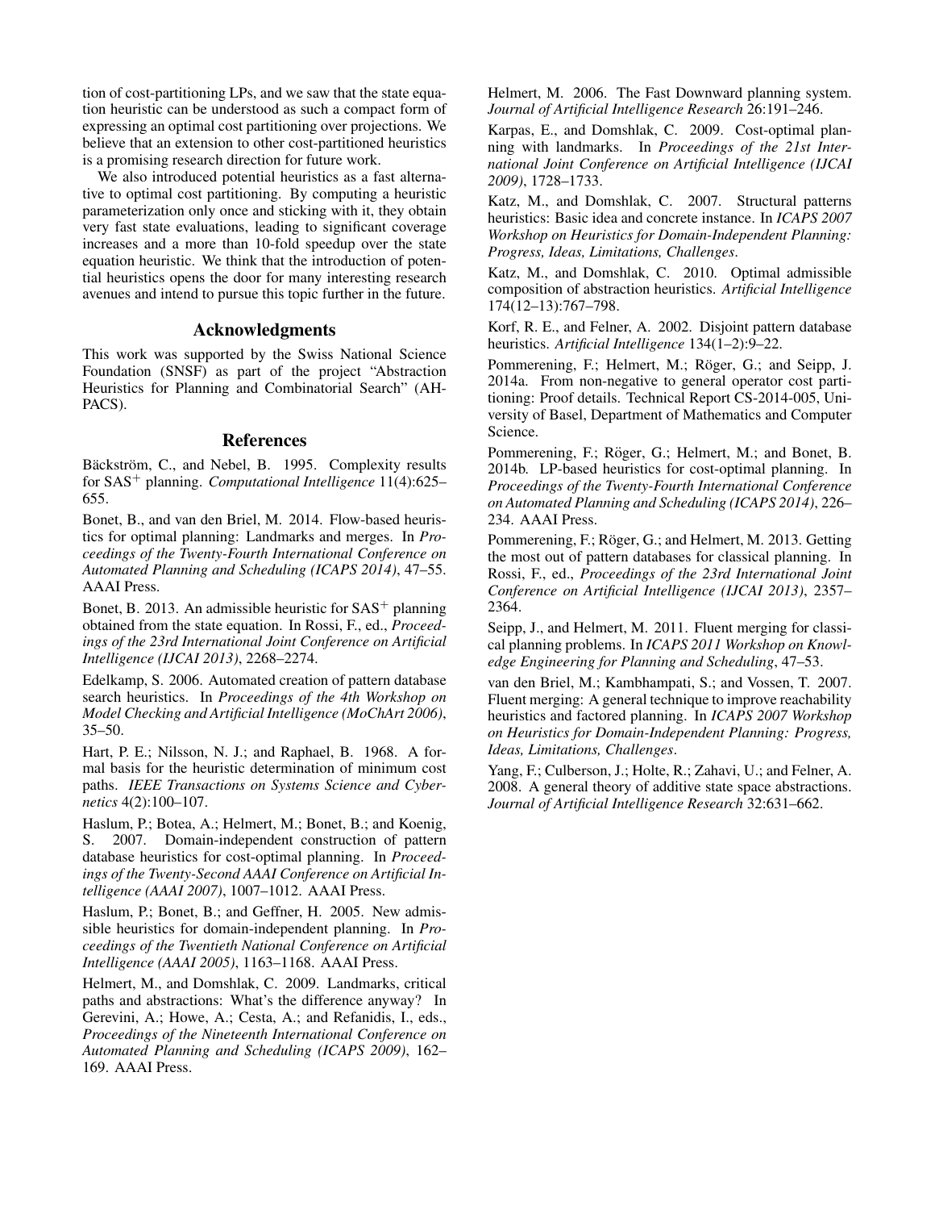tion of cost-partitioning LPs, and we saw that the state equation heuristic can be understood as such a compact form of expressing an optimal cost partitioning over projections. We believe that an extension to other cost-partitioned heuristics is a promising research direction for future work.

We also introduced potential heuristics as a fast alternative to optimal cost partitioning. By computing a heuristic parameterization only once and sticking with it, they obtain very fast state evaluations, leading to significant coverage increases and a more than 10-fold speedup over the state equation heuristic. We think that the introduction of potential heuristics opens the door for many interesting research avenues and intend to pursue this topic further in the future.

## Acknowledgments

This work was supported by the Swiss National Science Foundation (SNSF) as part of the project "Abstraction Heuristics for Planning and Combinatorial Search" (AHPACS).

## References

Bäckström, C., and Nebel, B. 1995. Complexity results for $SAS^+$ planning. *Computational Intelligence* 11(4):625–655.

Bonet, B., and van den Briel, M. 2014. Flow-based heuristics for optimal planning: Landmarks and merges. In *Proceedings of the Twenty-Fourth International Conference on Automated Planning and Scheduling (ICAPS 2014)*, 47–55. AAAI Press.

Bonet, B. 2013. An admissible heuristic for $SAS^+$ planning obtained from the state equation. In Rossi, F., ed., *Proceedings of the 23rd International Joint Conference on Artificial Intelligence (IJCAI 2013)*, 2268–2274.

Edelkamp, S. 2006. Automated creation of pattern database search heuristics. In *Proceedings of the 4th Workshop on Model Checking and Artificial Intelligence (MoChArt 2006)*, 35–50.

Hart, P. E.; Nilsson, N. J.; and Raphael, B. 1968. A formal basis for the heuristic determination of minimum cost paths. *IEEE Transactions on Systems Science and Cybernetics* 4(2):100–107.

Haslum, P.; Botea, A.; Helmert, M.; Bonet, B.; and Koenig, S. 2007. Domain-independent construction of pattern database heuristics for cost-optimal planning. In *Proceedings of the Twenty-Second AAAI Conference on Artificial Intelligence (AAAI 2007)*, 1007–1012. AAAI Press.

Haslum, P.; Bonet, B.; and Geffner, H. 2005. New admissible heuristics for domain-independent planning. In *Proceedings of the Twentieth National Conference on Artificial Intelligence (AAAI 2005)*, 1163–1168. AAAI Press.

Helmert, M., and Domshlak, C. 2009. Landmarks, critical paths and abstractions: What's the difference anyway? In Gerevini, A.; Howe, A.; Cesta, A.; and Refanidis, I., eds., *Proceedings of the Nineteenth International Conference on Automated Planning and Scheduling (ICAPS 2009)*, 162–169. AAAI Press.

Helmert, M. 2006. The Fast Downward planning system. *Journal of Artificial Intelligence Research* 26:191–246.

Karpas, E., and Domshlak, C. 2009. Cost-optimal planning with landmarks. In *Proceedings of the 21st International Joint Conference on Artificial Intelligence (IJCAI 2009)*, 1728–1733.

Katz, M., and Domshlak, C. 2007. Structural patterns heuristics: Basic idea and concrete instance. In *ICAPS 2007 Workshop on Heuristics for Domain-Independent Planning: Progress, Ideas, Limitations, Challenges*.

Katz, M., and Domshlak, C. 2010. Optimal admissible composition of abstraction heuristics. *Artificial Intelligence* 174(12–13):767–798.

Korf, R. E., and Felner, A. 2002. Disjoint pattern database heuristics. *Artificial Intelligence* 134(1–2):9–22.

Pommerening, F.; Helmert, M.; Röger, G.; and Seipp, J. 2014a. From non-negative to general operator cost partitioning: Proof details. Technical Report CS-2014-005, University of Basel, Department of Mathematics and Computer Science.

Pommerening, F.; Röger, G.; Helmert, M.; and Bonet, B. 2014b. LP-based heuristics for cost-optimal planning. In *Proceedings of the Twenty-Fourth International Conference on Automated Planning and Scheduling (ICAPS 2014)*, 226–234. AAAI Press.

Pommerening, F.; Röger, G.; and Helmert, M. 2013. Getting the most out of pattern databases for classical planning. In Rossi, F., ed., *Proceedings of the 23rd International Joint Conference on Artificial Intelligence (IJCAI 2013)*, 2357–2364.

Seipp, J., and Helmert, M. 2011. Fluent merging for classical planning problems. In *ICAPS 2011 Workshop on Knowledge Engineering for Planning and Scheduling*, 47–53.

van den Briel, M.; Kambhampati, S.; and Vossen, T. 2007. Fluent merging: A general technique to improve reachability heuristics and factored planning. In *ICAPS 2007 Workshop on Heuristics for Domain-Independent Planning: Progress, Ideas, Limitations, Challenges*.

Yang, F.; Culberson, J.; Holte, R.; Zahavi, U.; and Felner, A. 2008. A general theory of additive state space abstractions. *Journal of Artificial Intelligence Research* 32:631–662.